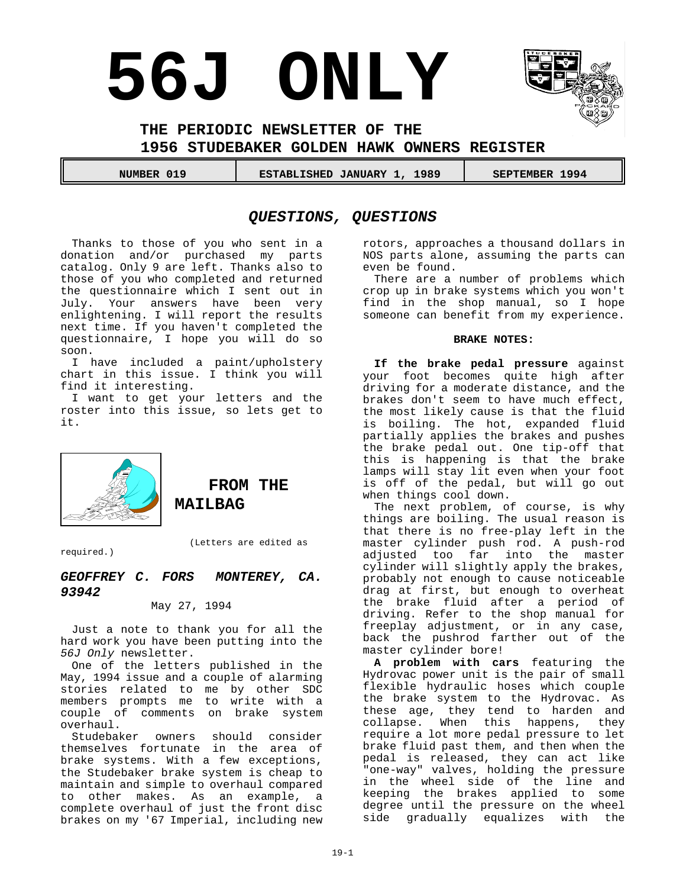# 56J ONLY

## THE PERIODIC NEWSLETTER OF THE 1956 STUDEBAKER GOLDEN HAWK OWNERS REGISTER

| NUMBER 019 | ESTABLISHED JANUARY 1, 1989 | SEPTEMBER 1994 |
|---|---|---|

## *QUESTIONS, QUESTIONS*

Thanks to those of you who sent in a donation and/or purchased my parts catalog. Only 9 are left. Thanks also to those of you who completed and returned the questionnaire which I sent out in July. Your answers have been very enlightening. I will report the results next time. If you haven't completed the questionnaire, I hope you will do so soon.

I have included a paint/upholstery chart in this issue. I think you will find it interesting.

I want to get your letters and the roster into this issue, so lets get to it.

## FROM THE MAILBAG

(Letters are edited as required.)

### *GEOFFREY C. FORS MONTEREY, CA. 93942*

May 27, 1994

Just a note to thank you for all the hard work you have been putting into the *56J Only* newsletter.

One of the letters published in the May, 1994 issue and a couple of alarming stories related to me by other SDC members prompts me to write with a couple of comments on brake system overhaul.

Studebaker owners should consider themselves fortunate in the area of brake systems. With a few exceptions, the Studebaker brake system is cheap to maintain and simple to overhaul compared to other makes. As an example, a complete overhaul of just the front disc brakes on my '67 Imperial, including new rotors, approaches a thousand dollars in NOS parts alone, assuming the parts can even be found.

There are a number of problems which crop up in brake systems which you won't find in the shop manual, so I hope someone can benefit from my experience.

#### BRAKE NOTES:

**If the brake pedal pressure** against your foot becomes quite high after driving for a moderate distance, and the brakes don't seem to have much effect, the most likely cause is that the fluid is boiling. The hot, expanded fluid partially applies the brakes and pushes the brake pedal out. One tip-off that this is happening is that the brake lamps will stay lit even when your foot is off of the pedal, but will go out when things cool down.

The next problem, of course, is why things are boiling. The usual reason is that there is no free-play left in the master cylinder push rod. A push-rod adjusted too far into the master cylinder will slightly apply the brakes, probably not enough to cause noticeable drag at first, but enough to overheat the brake fluid after a period of driving. Refer to the shop manual for freeplay adjustment, or in any case, back the pushrod farther out of the master cylinder bore!

**A problem with cars** featuring the Hydrovac power unit is the pair of small flexible hydraulic hoses which couple the brake system to the Hydrovac. As these age, they tend to harden and collapse. When this happens, they require a lot more pedal pressure to let brake fluid past them, and then when the pedal is released, they can act like "one-way" valves, holding the pressure in the wheel side of the line and keeping the brakes applied to some degree until the pressure on the wheel side gradually equalizes with the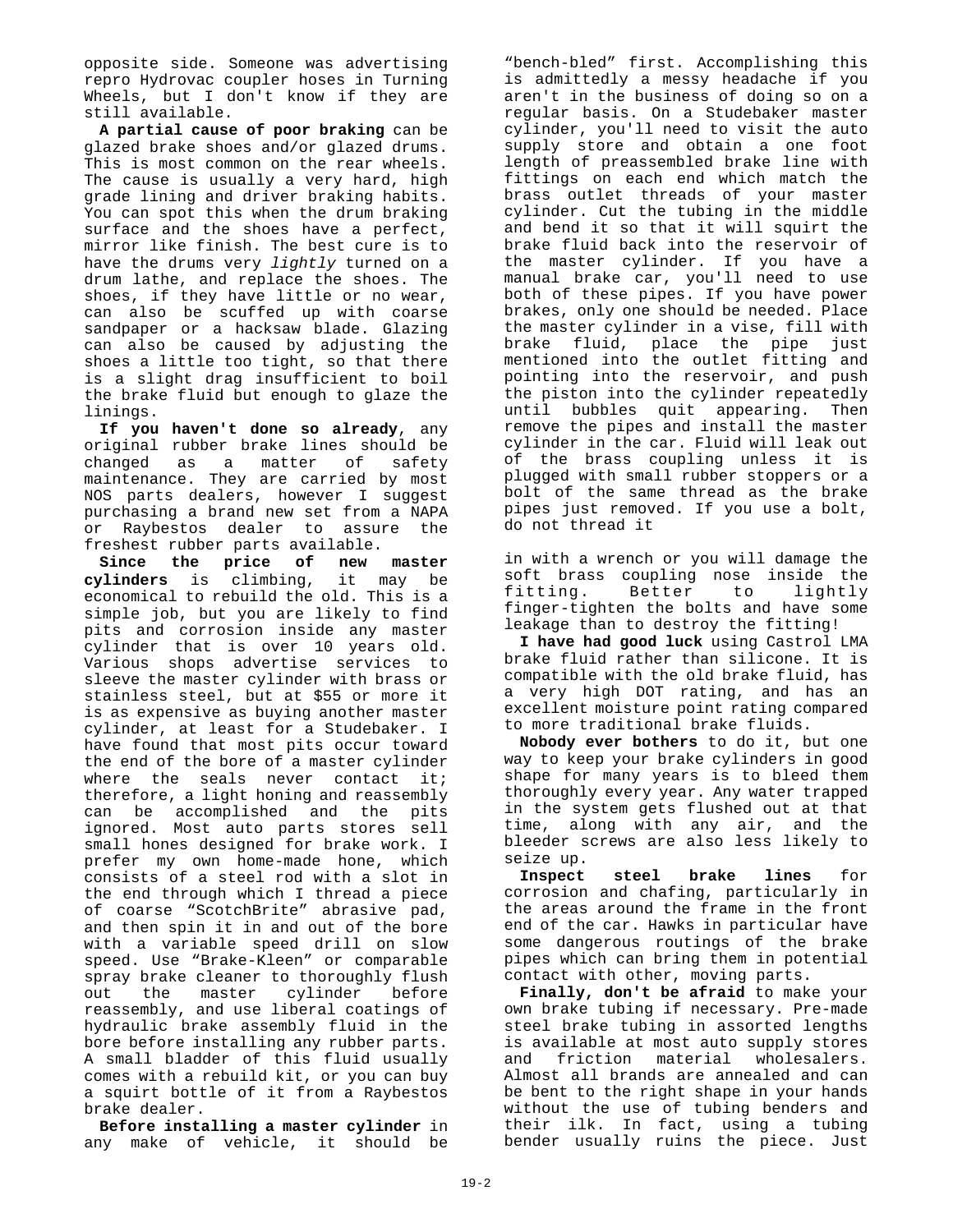opposite side. Someone was advertising repro Hydrovac coupler hoses in Turning Wheels, but I don't know if they are still available.

**A partial cause of poor braking** can be glazed brake shoes and/or glazed drums. This is most common on the rear wheels. The cause is usually a very hard, high grade lining and driver braking habits. You can spot this when the drum braking surface and the shoes have a perfect, mirror like finish. The best cure is to have the drums very *lightly* turned on a drum lathe, and replace the shoes. The shoes, if they have little or no wear, can also be scuffed up with coarse sandpaper or a hacksaw blade. Glazing can also be caused by adjusting the shoes a little too tight, so that there is a slight drag insufficient to boil the brake fluid but enough to glaze the linings.

**If you haven't done so already**, any original rubber brake lines should be changed as a matter of safety maintenance. They are carried by most NOS parts dealers, however I suggest purchasing a brand new set from a NAPA or Raybestos dealer to assure the freshest rubber parts available.

**Since the price of new master cylinders** is climbing, it may be economical to rebuild the old. This is a simple job, but you are likely to find pits and corrosion inside any master cylinder that is over 10 years old. Various shops advertise services to sleeve the master cylinder with brass or stainless steel, but at $55 or more it is as expensive as buying another master cylinder, at least for a Studebaker. I have found that most pits occur toward the end of the bore of a master cylinder where the seals never contact it; therefore, a light honing and reassembly can be accomplished and the pits ignored. Most auto parts stores sell small hones designed for brake work. I prefer my own home-made hone, which consists of a steel rod with a slot in the end through which I thread a piece of coarse “ScotchBrite” abrasive pad, and then spin it in and out of the bore with a variable speed drill on slow speed. Use “Brake-Kleen” or comparable spray brake cleaner to thoroughly flush out the master cylinder before reassembly, and use liberal coatings of hydraulic brake assembly fluid in the bore before installing any rubber parts. A small bladder of this fluid usually comes with a rebuild kit, or you can buy a squirt bottle of it from a Raybestos brake dealer.

**Before installing a master cylinder** in any make of vehicle, it should be “bench-bled” first. Accomplishing this is admittedly a messy headache if you aren't in the business of doing so on a regular basis. On a Studebaker master cylinder, you'll need to visit the auto supply store and obtain a one foot length of preassembled brake line with fittings on each end which match the brass outlet threads of your master cylinder. Cut the tubing in the middle and bend it so that it will squirt the brake fluid back into the reservoir of the master cylinder. If you have a manual brake car, you'll need to use both of these pipes. If you have power brakes, only one should be needed. Place the master cylinder in a vise, fill with brake fluid, place the pipe just mentioned into the outlet fitting and pointing into the reservoir, and push the piston into the cylinder repeatedly until bubbles quit appearing. Then remove the pipes and install the master cylinder in the car. Fluid will leak out of the brass coupling unless it is plugged with small rubber stoppers or a bolt of the same thread as the brake pipes just removed. If you use a bolt, do not thread it in with a wrench or you will damage the soft brass coupling nose inside the fitting. Better to lightly finger-tighten the bolts and have some leakage than to destroy the fitting!

**I have had good luck** using Castrol LMA brake fluid rather than silicone. It is compatible with the old brake fluid, has a very high DOT rating, and has an excellent moisture point rating compared to more traditional brake fluids.

**Nobody ever bothers** to do it, but one way to keep your brake cylinders in good shape for many years is to bleed them thoroughly every year. Any water trapped in the system gets flushed out at that time, along with any air, and the bleeder screws are also less likely to seize up.

**Inspect steel brake lines** for corrosion and chafing, particularly in the areas around the frame in the front end of the car. Hawks in particular have some dangerous routings of the brake pipes which can bring them in potential contact with other, moving parts.

**Finally, don't be afraid** to make your own brake tubing if necessary. Pre-made steel brake tubing in assorted lengths is available at most auto supply stores and friction material wholesalers. Almost all brands are annealed and can be bent to the right shape in your hands without the use of tubing benders and their ilk. In fact, using a tubing bender usually ruins the piece. Just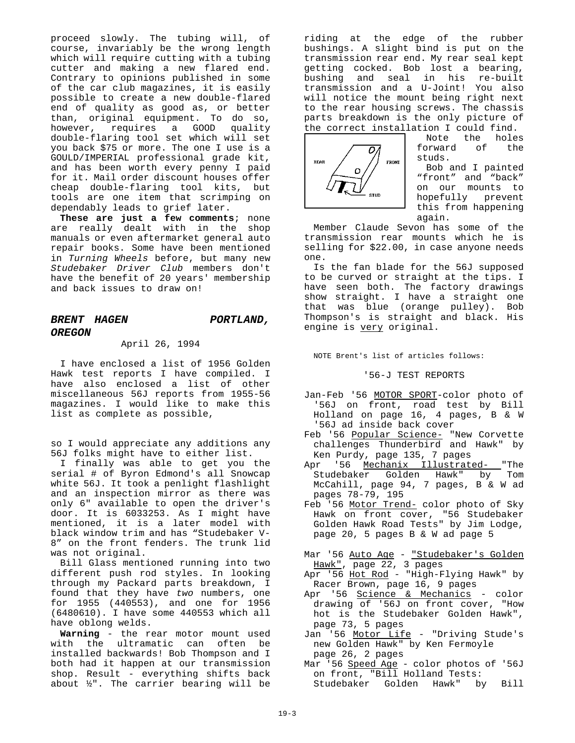proceed slowly. The tubing will, of course, invariably be the wrong length which will require cutting with a tubing cutter and making a new flared end. Contrary to opinions published in some of the car club magazines, it is easily possible to create a new double-flared end of quality as good as, or better than, original equipment. To do so, however, requires a GOOD quality double-flaring tool set which will set you back $75 or more. The one I use is a GOULD/IMPERIAL professional grade kit, and has been worth every penny I paid for it. Mail order discount houses offer cheap double-flaring tool kits, but tools are one item that scrimping on dependably leads to grief later.

**These are just a few comments**; none are really dealt with in the shop manuals or even aftermarket general auto repair books. Some have been mentioned in *Turning Wheels* before, but many new *Studebaker Driver Club* members don't have the benefit of 20 years' membership and back issues to draw on!

## *BRENT HAGEN — PORTLAND, OREGON*

April 26, 1994

I have enclosed a list of 1956 Golden Hawk test reports I have compiled. I have also enclosed a list of other miscellaneous 56J reports from 1955-56 magazines. I would like to make this list as complete as possible, so I would appreciate any additions any 56J folks might have to either list.

I finally was able to get you the serial # of Byron Edmond's all Snowcap white 56J. It took a penlight flashlight and an inspection mirror as there was only 6" available to open the driver's door. It is 6033253. As I might have mentioned, it is a later model with black window trim and has "Studebaker V-8" on the front fenders. The trunk lid was not original.

Bill Glass mentioned running into two different push rod styles. In looking through my Packard parts breakdown, I found that they have *two* numbers, one for 1955 (440553), and one for 1956 (6480610). I have some 440553 which all have oblong welds.

**Warning** - the rear motor mount used with the ultramatic can often be installed backwards! Bob Thompson and I both had it happen at our transmission shop. Result - everything shifts back about ½". The carrier bearing will be riding at the edge of the rubber bushings. A slight bind is put on the transmission rear end. My rear seal kept getting cocked. Bob lost a bearing, bushing and seal in his re-built transmission and a U-Joint! You also will notice the mount being right next to the rear housing screws. The chassis parts breakdown is the only picture of the correct installation I could find.

REAR — FRONT — STUD

Note the holes forward of the studs.

Bob and I painted "front" and "back" on our mounts to hopefully prevent this from happening again.

Member Claude Sevon has some of the transmission rear mounts which he is selling for $22.00, in case anyone needs one.

Is the fan blade for the 56J supposed to be curved or straight at the tips. I have seen both. The factory drawings show straight. I have a straight one that was blue (orange pulley). Bob Thompson's is straight and black. His engine is very original.

NOTE Brent's list of articles follows:

'56-J TEST REPORTS

- Jan-Feb '56 MOTOR SPORT-color photo of '56J on front, road test by Bill Holland on page 16, 4 pages, B & W '56J ad inside back cover
- Feb '56 Popular Science- "New Corvette challenges Thunderbird and Hawk" by Ken Purdy, page 135, 7 pages
- Apr '56 Mechanix Illustrated- "The Studebaker Golden Hawk" by Tom McCahill, page 94, 7 pages, B & W ad pages 78-79, 195
- Feb '56 Motor Trend- color photo of Sky Hawk on front cover, "56 Studebaker Golden Hawk Road Tests" by Jim Lodge, page 20, 5 pages B & W ad page 5
- Mar '56 Auto Age - "Studebaker's Golden Hawk", page 22, 3 pages
- Apr '56 Hot Rod - "High-Flying Hawk" by Racer Brown, page 16, 9 pages
- Apr '56 Science & Mechanics - color drawing of '56J on front cover, "How hot is the Studebaker Golden Hawk", page 73, 5 pages
- Jan '56 Motor Life - "Driving Stude's new Golden Hawk" by Ken Fermoyle page 26, 2 pages
- Mar '56 Speed Age - color photos of '56J on front, "Bill Holland Tests: Studebaker Golden Hawk" by Bill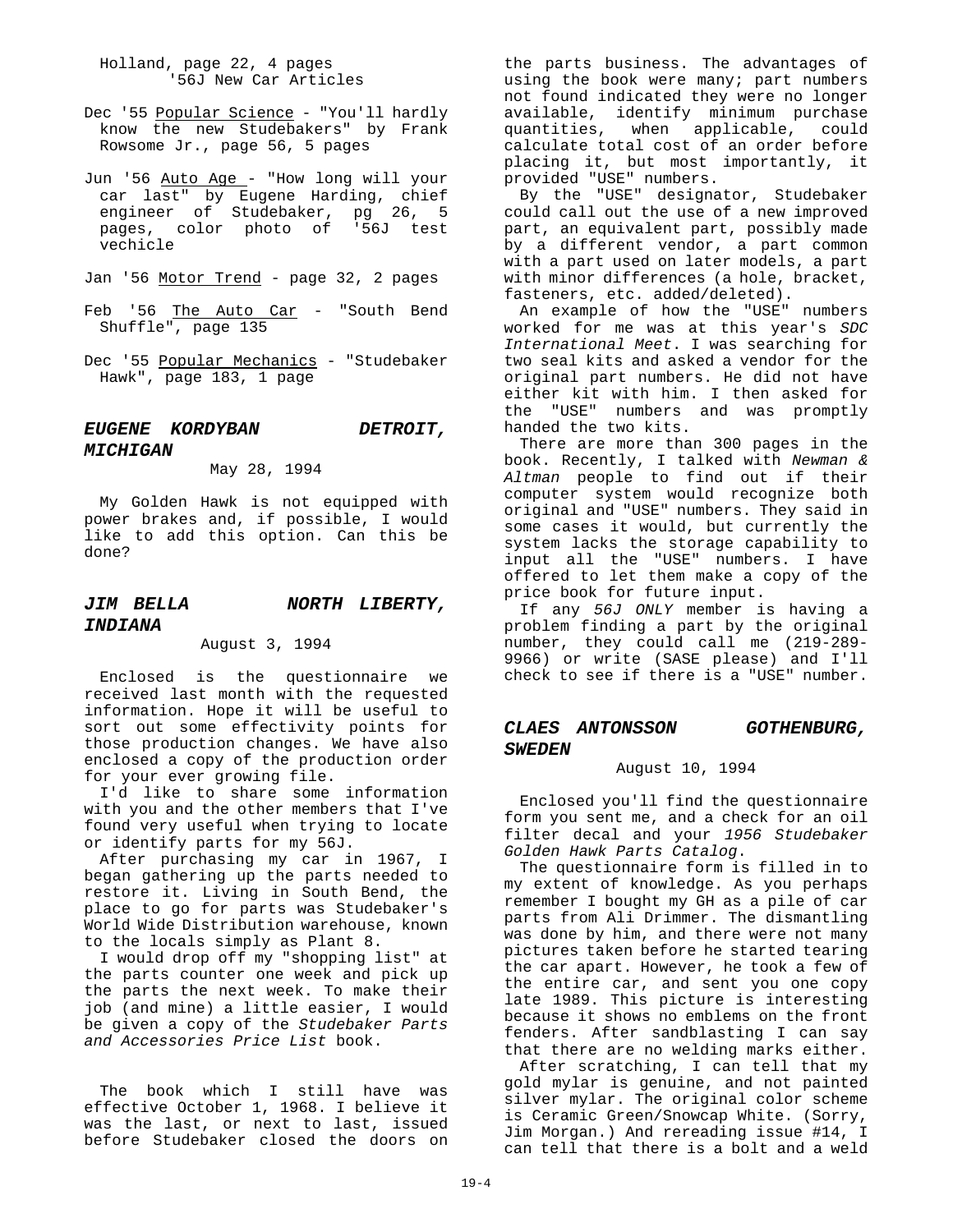Holland, page 22, 4 pages

'56J New Car Articles

Dec '55 Popular Science - "You'll hardly know the new Studebakers" by Frank Rowsome Jr., page 56, 5 pages

Jun '56 Auto Age - "How long will your car last" by Eugene Harding, chief engineer of Studebaker, pg 26, 5 pages, color photo of '56J test vechicle

Jan '56 Motor Trend - page 32, 2 pages

Feb '56 The Auto Car - "South Bend Shuffle", page 135

Dec '55 Popular Mechanics - "Studebaker Hawk", page 183, 1 page

### *EUGENE KORDYBAN DETROIT, MICHIGAN*

May 28, 1994

My Golden Hawk is not equipped with power brakes and, if possible, I would like to add this option. Can this be done?

### *JIM BELLA NORTH LIBERTY, INDIANA*

August 3, 1994

Enclosed is the questionnaire we received last month with the requested information. Hope it will be useful to sort out some effectivity points for those production changes. We have also enclosed a copy of the production order for your ever growing file.

I'd like to share some information with you and the other members that I've found very useful when trying to locate or identify parts for my 56J.

After purchasing my car in 1967, I began gathering up the parts needed to restore it. Living in South Bend, the place to go for parts was Studebaker's World Wide Distribution warehouse, known to the locals simply as Plant 8.

I would drop off my "shopping list" at the parts counter one week and pick up the parts the next week. To make their job (and mine) a little easier, I would be given a copy of the *Studebaker Parts and Accessories Price List* book.

The book which I still have was effective October 1, 1968. I believe it was the last, or next to last, issued before Studebaker closed the doors on the parts business. The advantages of using the book were many; part numbers not found indicated they were no longer available, identify minimum purchase quantities, when applicable, could calculate total cost of an order before placing it, but most importantly, it provided "USE" numbers.

By the "USE" designator, Studebaker could call out the use of a new improved part, an equivalent part, possibly made by a different vendor, a part common with a part used on later models, a part with minor differences (a hole, bracket, fasteners, etc. added/deleted).

An example of how the "USE" numbers worked for me was at this year's *SDC International Meet*. I was searching for two seal kits and asked a vendor for the original part numbers. He did not have either kit with him. I then asked for the "USE" numbers and was promptly handed the two kits.

There are more than 300 pages in the book. Recently, I talked with *Newman & Altman* people to find out if their computer system would recognize both original and "USE" numbers. They said in some cases it would, but currently the system lacks the storage capability to input all the "USE" numbers. I have offered to let them make a copy of the price book for future input.

If any *56J ONLY* member is having a problem finding a part by the original number, they could call me (219-289-9966) or write (SASE please) and I'll check to see if there is a "USE" number.

### *CLAES ANTONSSON GOTHENBURG, SWEDEN*

August 10, 1994

Enclosed you'll find the questionnaire form you sent me, and a check for an oil filter decal and your *1956 Studebaker Golden Hawk Parts Catalog*.

The questionnaire form is filled in to my extent of knowledge. As you perhaps remember I bought my GH as a pile of car parts from Ali Drimmer. The dismantling was done by him, and there were not many pictures taken before he started tearing the car apart. However, he took a few of the entire car, and sent you one copy late 1989. This picture is interesting because it shows no emblems on the front fenders. After sandblasting I can say that there are no welding marks either.

After scratching, I can tell that my gold mylar is genuine, and not painted silver mylar. The original color scheme is Ceramic Green/Snowcap White. (Sorry, Jim Morgan.) And rereading issue #14, I can tell that there is a bolt and a weld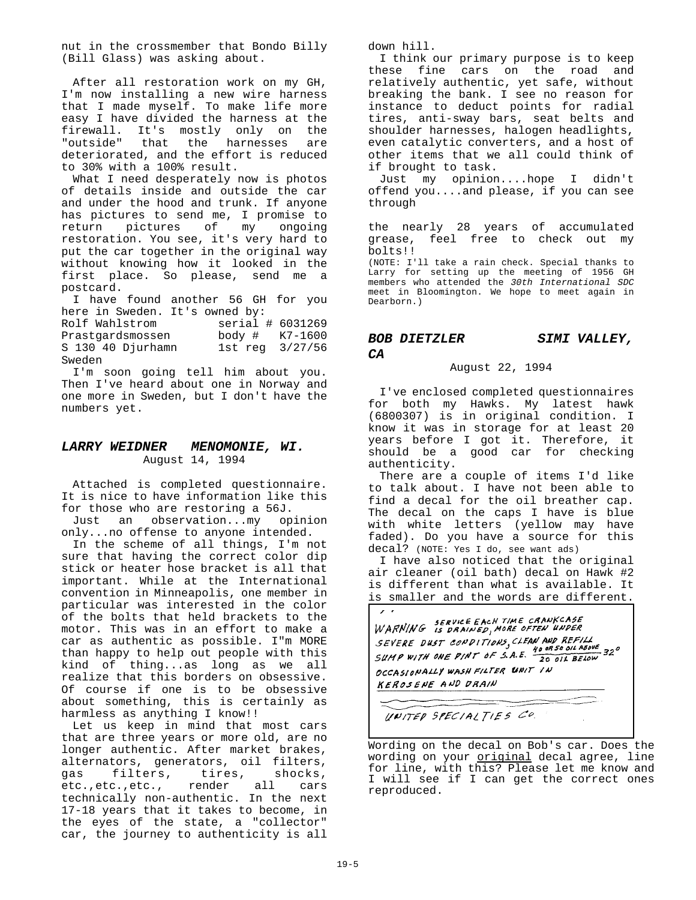nut in the crossmember that Bondo Billy (Bill Glass) was asking about.

After all restoration work on my GH, I'm now installing a new wire harness that I made myself. To make life more easy I have divided the harness at the firewall. It's mostly only on the "outside" that the harnesses are deteriorated, and the effort is reduced to 30% with a 100% result.

What I need desperately now is photos of details inside and outside the car and under the hood and trunk. If anyone has pictures to send me, I promise to return pictures of my ongoing restoration. You see, it's very hard to put the car together in the original way without knowing how it looked in the first place. So please, send me a postcard.

I have found another 56 GH for you here in Sweden. It's owned by:

| | |
|---|---|
| Rolf Wahlstrom | serial # 6031269 |
| Prastgardsmossen | body # K7-1600 |
| S 130 40 Djurhamn | 1st reg 3/27/56 |
| Sweden | |

I'm soon going tell him about you. Then I've heard about one in Norway and one more in Sweden, but I don't have the numbers yet.

## *LARRY WEIDNER MENOMONIE, WI.*

August 14, 1994

Attached is completed questionnaire. It is nice to have information like this for those who are restoring a 56J.

Just an observation...my opinion only...no offense to anyone intended.

In the scheme of all things, I'm not sure that having the correct color dip stick or heater hose bracket is all that important. While at the International convention in Minneapolis, one member in particular was interested in the color of the bolts that held brackets to the motor. This was in an effort to make a car as authentic as possible. I"m MORE than happy to help out people with this kind of thing...as long as we all realize that this borders on obsessive. Of course if one is to be obsessive about something, this is certainly as harmless as anything I know!!

Let us keep in mind that most cars that are three years or more old, are no longer authentic. After market brakes, alternators, generators, oil filters, gas filters, tires, shocks, etc.,etc.,etc., render all cars technically non-authentic. In the next 17-18 years that it takes to become, in the eyes of the state, a "collector" car, the journey to authenticity is all down hill.

I think our primary purpose is to keep these fine cars on the road and relatively authentic, yet safe, without breaking the bank. I see no reason for instance to deduct points for radial tires, anti-sway bars, seat belts and shoulder harnesses, halogen headlights, even catalytic converters, and a host of other items that we all could think of if brought to task.

Just my opinion....hope I didn't offend you....and please, if you can see through

the nearly 28 years of accumulated grease, feel free to check out my bolts!!

(NOTE: I'll take a rain check. Special thanks to Larry for setting up the meeting of 1956 GH members who attended the *30th International SDC* meet in Bloomington. We hope to meet again in Dearborn.)

## *BOB DIETZLER SIMI VALLEY, CA*

August 22, 1994

I've enclosed completed questionnaires for both my Hawks. My latest hawk (6800307) is in original condition. I know it was in storage for at least 20 years before I got it. Therefore, it should be a good car for checking authenticity.

There are a couple of items I'd like to talk about. I have not been able to find a decal for the oil breather cap. The decal on the caps I have is blue with white letters (yellow may have faded). Do you have a source for this decal? (NOTE: Yes I do, see want ads)

I have also noticed that the original air cleaner (oil bath) decal on Hawk #2 is different than what is available. It is smaller and the words are different.

> WARNING SERVICE EACH TIME CRANKCASE IS DRAINED, MORE OFTEN UNDER SEVERE DUST CONDITIONS, CLEAN AND REFILL SUMP WITH ONE PINT OF S.A.E. 40 OR 50 OIL ABOVE / 20 OIL BELOW 32°
> OCCASIONALLY WASH FILTER UNIT IN KEROSENE AND DRAIN
> UNITED SPECIALTIES CO.

Wording on the decal on Bob's car. Does the wording on your original decal agree, line for line, with this? Please let me know and I will see if I can get the correct ones reproduced.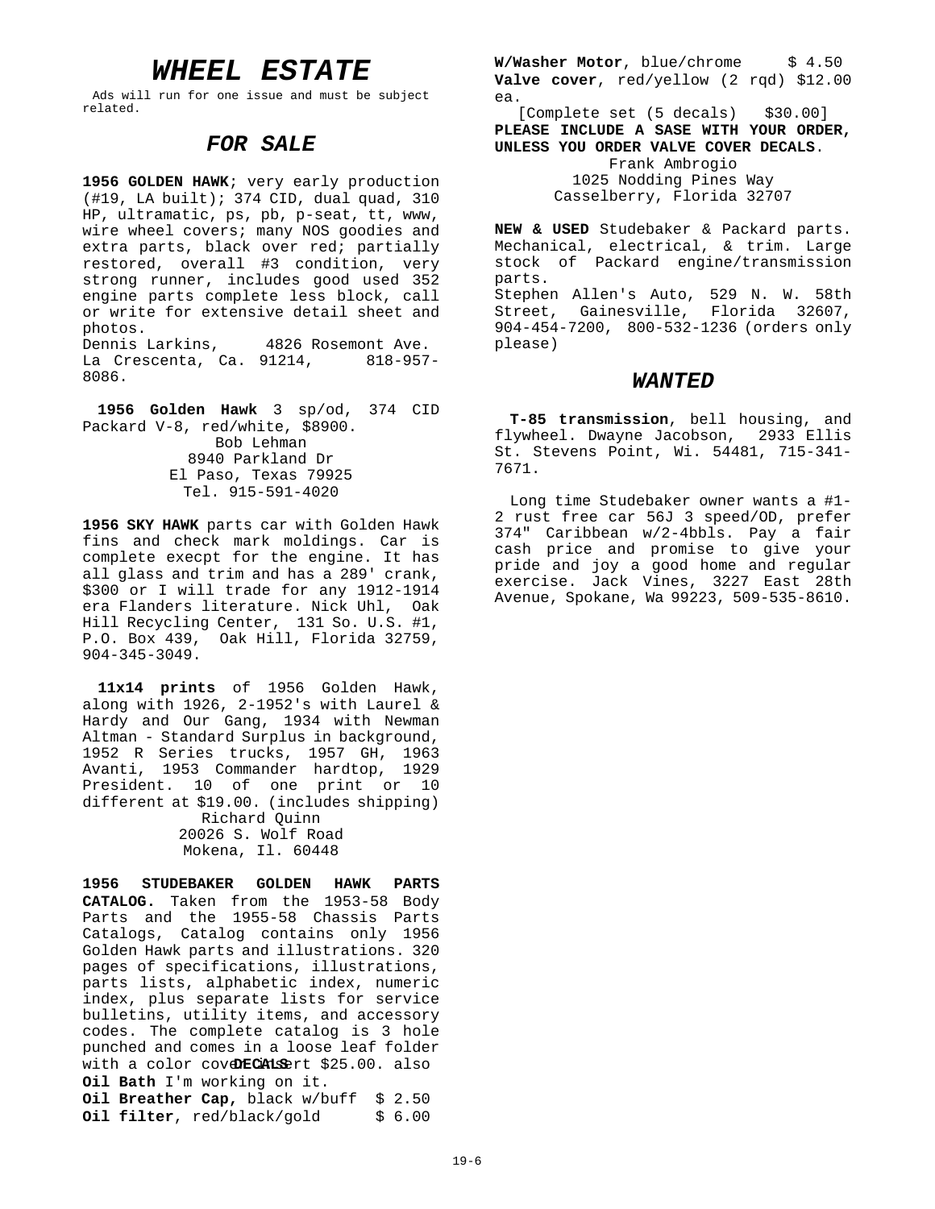# WHEEL ESTATE

Ads will run for one issue and must be subject related.

## FOR SALE

**1956 GOLDEN HAWK**; very early production (#19, LA built); 374 CID, dual quad, 310 HP, ultramatic, ps, pb, p-seat, tt, www, wire wheel covers; many NOS goodies and extra parts, black over red; partially restored, overall #3 condition, very strong runner, includes good used 352 engine parts complete less block, call or write for extensive detail sheet and photos.
Dennis Larkins, 4826 Rosemont Ave. La Crescenta, Ca. 91214, 818-957-8086.

**1956 Golden Hawk** 3 sp/od, 374 CID Packard V-8, red/white, $8900.
Bob Lehman
8940 Parkland Dr
El Paso, Texas 79925
Tel. 915-591-4020

**1956 SKY HAWK** parts car with Golden Hawk fins and check mark moldings. Car is complete execpt for the engine. It has all glass and trim and has a 289' crank, $300 or I will trade for any 1912-1914 era Flanders literature. Nick Uhl, Oak Hill Recycling Center, 131 So. U.S. #1, P.O. Box 439, Oak Hill, Florida 32759, 904-345-3049.

**11x14 prints** of 1956 Golden Hawk, along with 1926, 2-1952's with Laurel & Hardy and Our Gang, 1934 with Newman Altman - Standard Surplus in background, 1952 R Series trucks, 1957 GH, 1963 Avanti, 1953 Commander hardtop, 1929 President. 10 of one print or 10 different at $19.00. (includes shipping)
Richard Quinn
20026 S. Wolf Road
Mokena, Il. 60448

**1956 STUDEBAKER GOLDEN HAWK PARTS CATALOG.** Taken from the 1953-58 Body Parts and the 1955-58 Chassis Parts Catalogs, Catalog contains only 1956 Golden Hawk parts and illustrations. 320 pages of specifications, illustrations, parts lists, alphabetic index, numeric index, plus separate lists for service bulletins, utility items, and accessory codes. The complete catalog is 3 hole punched and comes in a loose leaf folder with a color cover insert $25.00. also

**DECALS**

**Oil Bath** I'm working on it.
**Oil Breather Cap**, black w/buff $ 2.50
**Oil filter**, red/black/gold $ 6.00
**W/Washer Motor**, blue/chrome $ 4.50
**Valve cover**, red/yellow (2 rqd) $12.00 ea.
[Complete set (5 decals) $30.00]
**PLEASE INCLUDE A SASE WITH YOUR ORDER, UNLESS YOU ORDER VALVE COVER DECALS**.
Frank Ambrogio
1025 Nodding Pines Way
Casselberry, Florida 32707

**NEW & USED** Studebaker & Packard parts. Mechanical, electrical, & trim. Large stock of Packard engine/transmission parts.
Stephen Allen's Auto, 529 N. W. 58th Street, Gainesville, Florida 32607, 904-454-7200, 800-532-1236 (orders only please)

## WANTED

**T-85 transmission**, bell housing, and flywheel. Dwayne Jacobson, 2933 Ellis St. Stevens Point, Wi. 54481, 715-341-7671.

Long time Studebaker owner wants a #1-2 rust free car 56J 3 speed/OD, prefer 374" Caribbean w/2-4bbls. Pay a fair cash price and promise to give your pride and joy a good home and regular exercise. Jack Vines, 3227 East 28th Avenue, Spokane, Wa 99223, 509-535-8610.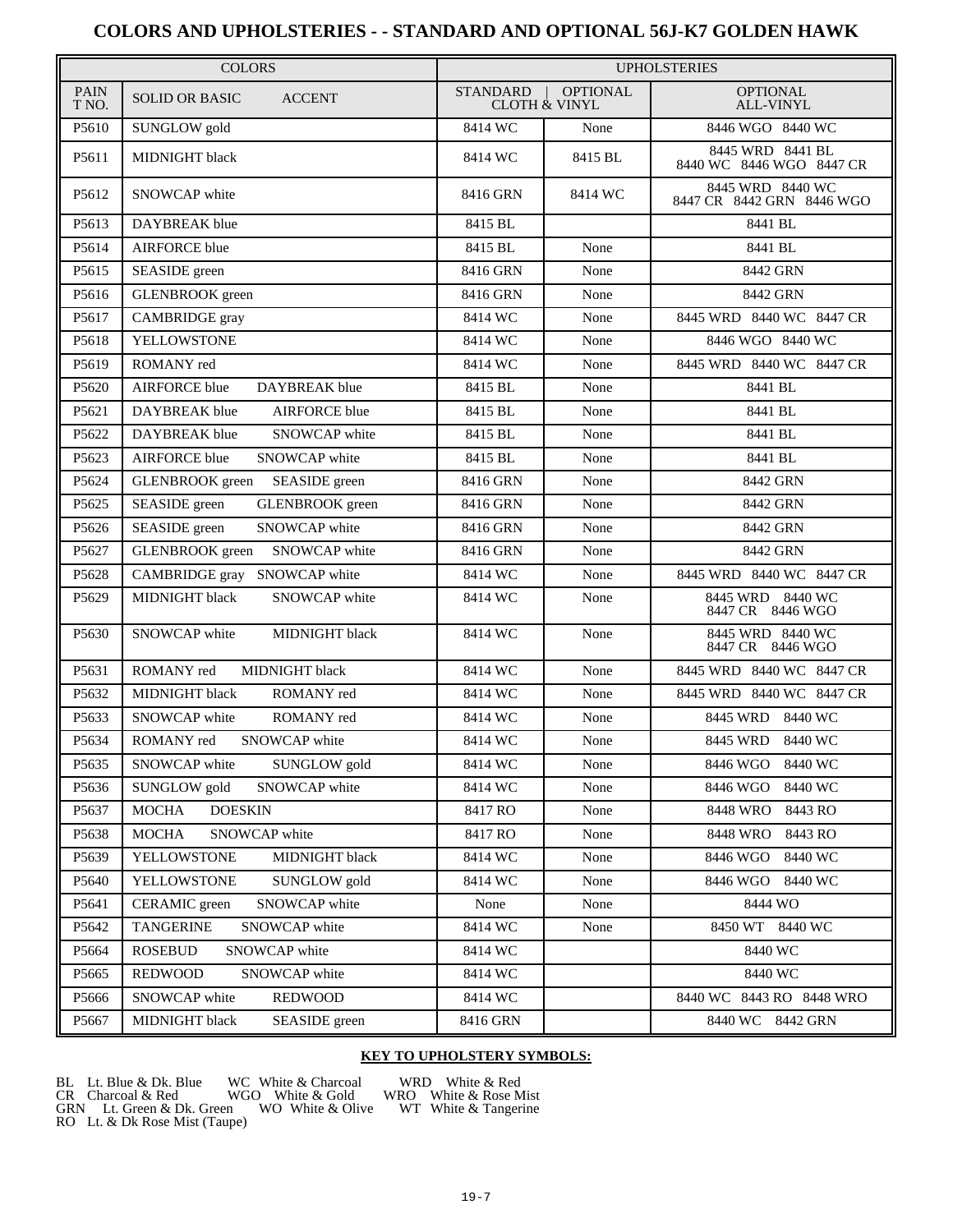# COLORS AND UPHOLSTERIES - - STANDARD AND OPTIONAL 56J-K7 GOLDEN HAWK

| COLORS | | | UPHOLSTERIES | | |
|---|---|---|---|---|---|
| PAINT NO. | SOLID OR BASIC | ACCENT | STANDARD CLOTH & VINYL | OPTIONAL CLOTH & VINYL | OPTIONAL ALL-VINYL |
| P5610 | SUNGLOW gold | | 8414 WC | None | 8446 WGO 8440 WC |
| P5611 | MIDNIGHT black | | 8414 WC | 8415 BL | 8445 WRD 8441 BL 8440 WC 8446 WGO 8447 CR |
| P5612 | SNOWCAP white | | 8416 GRN | 8414 WC | 8445 WRD 8440 WC 8447 CR 8442 GRN 8446 WGO |
| P5613 | DAYBREAK blue | | 8415 BL | | 8441 BL |
| P5614 | AIRFORCE blue | | 8415 BL | None | 8441 BL |
| P5615 | SEASIDE green | | 8416 GRN | None | 8442 GRN |
| P5616 | GLENBROOK green | | 8416 GRN | None | 8442 GRN |
| P5617 | CAMBRIDGE gray | | 8414 WC | None | 8445 WRD 8440 WC 8447 CR |
| P5618 | YELLOWSTONE | | 8414 WC | None | 8446 WGO 8440 WC |
| P5619 | ROMANY red | | 8414 WC | None | 8445 WRD 8440 WC 8447 CR |
| P5620 | AIRFORCE blue | DAYBREAK blue | 8415 BL | None | 8441 BL |
| P5621 | DAYBREAK blue | AIRFORCE blue | 8415 BL | None | 8441 BL |
| P5622 | DAYBREAK blue | SNOWCAP white | 8415 BL | None | 8441 BL |
| P5623 | AIRFORCE blue | SNOWCAP white | 8415 BL | None | 8441 BL |
| P5624 | GLENBROOK green | SEASIDE green | 8416 GRN | None | 8442 GRN |
| P5625 | SEASIDE green | GLENBROOK green | 8416 GRN | None | 8442 GRN |
| P5626 | SEASIDE green | SNOWCAP white | 8416 GRN | None | 8442 GRN |
| P5627 | GLENBROOK green | SNOWCAP white | 8416 GRN | None | 8442 GRN |
| P5628 | CAMBRIDGE gray | SNOWCAP white | 8414 WC | None | 8445 WRD 8440 WC 8447 CR |
| P5629 | MIDNIGHT black | SNOWCAP white | 8414 WC | None | 8445 WRD 8440 WC 8447 CR 8446 WGO |
| P5630 | SNOWCAP white | MIDNIGHT black | 8414 WC | None | 8445 WRD 8440 WC 8447 CR 8446 WGO |
| P5631 | ROMANY red | MIDNIGHT black | 8414 WC | None | 8445 WRD 8440 WC 8447 CR |
| P5632 | MIDNIGHT black | ROMANY red | 8414 WC | None | 8445 WRD 8440 WC 8447 CR |
| P5633 | SNOWCAP white | ROMANY red | 8414 WC | None | 8445 WRD 8440 WC |
| P5634 | ROMANY red | SNOWCAP white | 8414 WC | None | 8445 WRD 8440 WC |
| P5635 | SNOWCAP white | SUNGLOW gold | 8414 WC | None | 8446 WGO 8440 WC |
| P5636 | SUNGLOW gold | SNOWCAP white | 8414 WC | None | 8446 WGO 8440 WC |
| P5637 | MOCHA | DOESKIN | 8417 RO | None | 8448 WRO 8443 RO |
| P5638 | MOCHA | SNOWCAP white | 8417 RO | None | 8448 WRO 8443 RO |
| P5639 | YELLOWSTONE | MIDNIGHT black | 8414 WC | None | 8446 WGO 8440 WC |
| P5640 | YELLOWSTONE | SUNGLOW gold | 8414 WC | None | 8446 WGO 8440 WC |
| P5641 | CERAMIC green | SNOWCAP white | None | None | 8444 WO |
| P5642 | TANGERINE | SNOWCAP white | 8414 WC | None | 8450 WT 8440 WC |
| P5664 | ROSEBUD | SNOWCAP white | 8414 WC | | 8440 WC |
| P5665 | REDWOOD | SNOWCAP white | 8414 WC | | 8440 WC |
| P5666 | SNOWCAP white | REDWOOD | 8414 WC | | 8440 WC 8443 RO 8448 WRO |
| P5667 | MIDNIGHT black | SEASIDE green | 8416 GRN | | 8440 WC 8442 GRN |

**KEY TO UPHOLSTERY SYMBOLS:**

BL Lt. Blue & Dk. Blue WC White & Charcoal WRD White & Red
CR Charcoal & Red WGO White & Gold WRO White & Rose Mist
GRN Lt. Green & Dk. Green WO White & Olive WT White & Tangerine
RO Lt. & Dk Rose Mist (Taupe)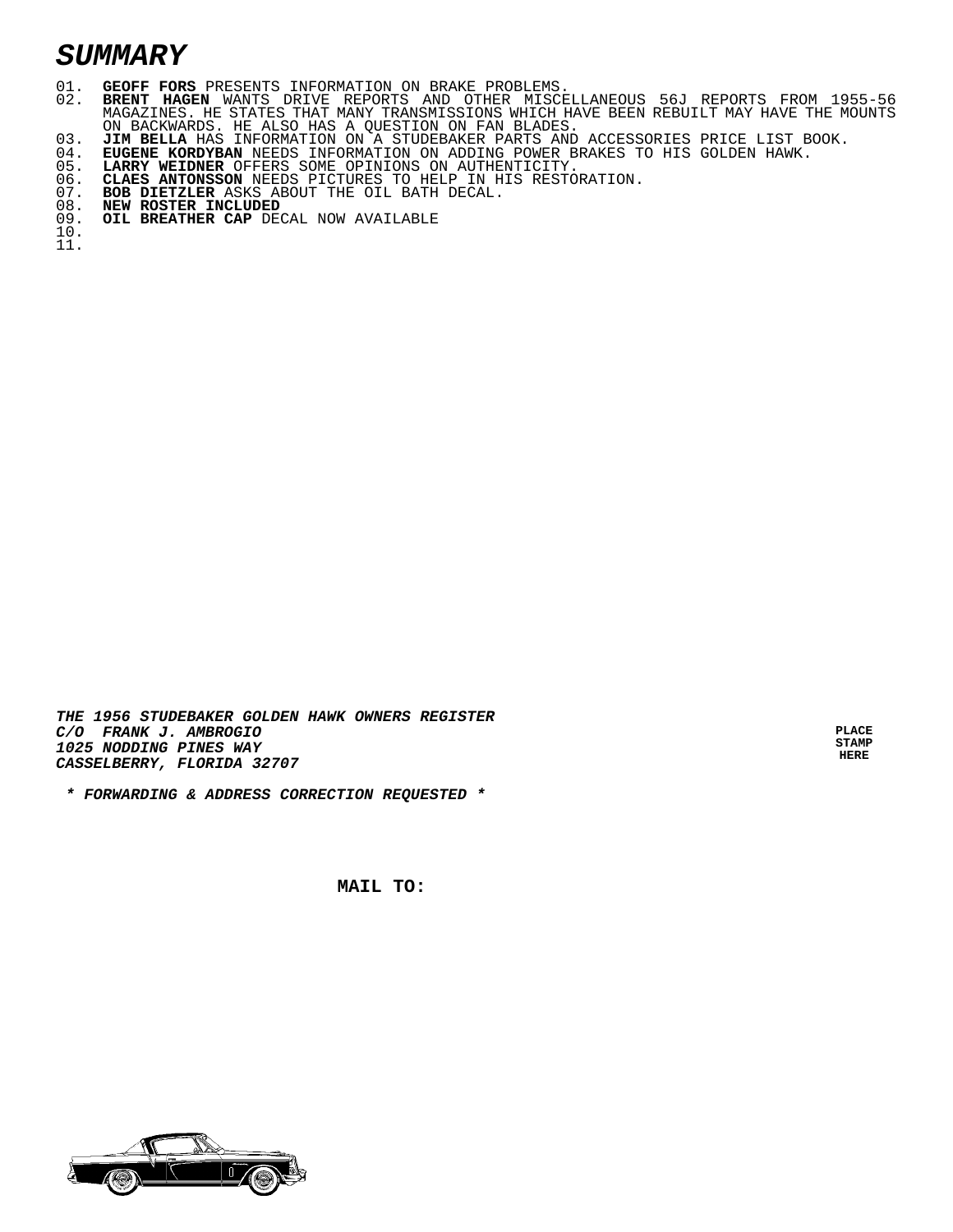# *SUMMARY*

01. **GEOFF FORS** PRESENTS INFORMATION ON BRAKE PROBLEMS.
02. **BRENT HAGEN** WANTS DRIVE REPORTS AND OTHER MISCELLANEOUS 56J REPORTS FROM 1955-56 MAGAZINES. HE STATES THAT MANY TRANSMISSIONS WHICH HAVE BEEN REBUILT MAY HAVE THE MOUNTS ON BACKWARDS. HE ALSO HAS A QUESTION ON FAN BLADES.
03. **JIM BELLA** HAS INFORMATION ON A STUDEBAKER PARTS AND ACCESSORIES PRICE LIST BOOK.
04. **EUGENE KORDYBAN** NEEDS INFORMATION ON ADDING POWER BRAKES TO HIS GOLDEN HAWK.
05. **LARRY WEIDNER** OFFERS SOME OPINIONS ON AUTHENTICITY.
06. **CLAES ANTONSSON** NEEDS PICTURES TO HELP IN HIS RESTORATION.
07. **BOB DIETZLER** ASKS ABOUT THE OIL BATH DECAL.
08. **NEW ROSTER INCLUDED**
09. **OIL BREATHER CAP** DECAL NOW AVAILABLE
10.
11.

***THE 1956 STUDEBAKER GOLDEN HAWK OWNERS REGISTER***
***C/O FRANK J. AMBROGIO***
***1025 NODDING PINES WAY***
***CASSELBERRY, FLORIDA 32707***

**PLACE STAMP HERE**

***\* FORWARDING & ADDRESS CORRECTION REQUESTED \****

**MAIL TO:**